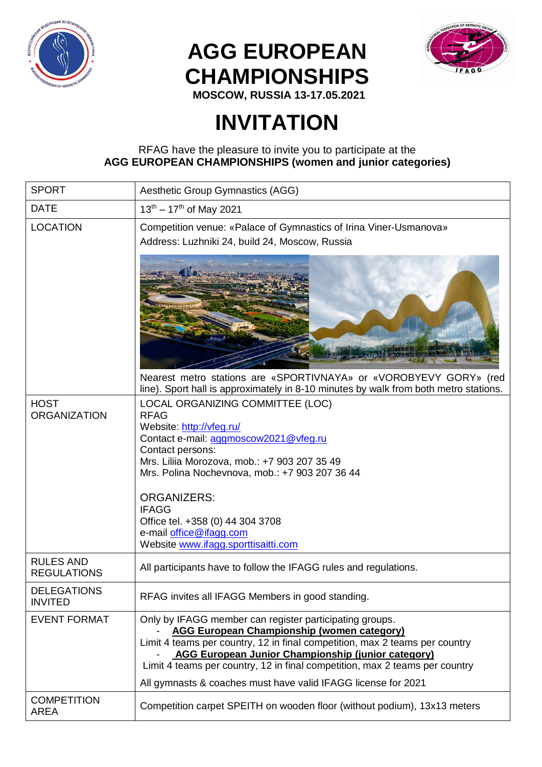# AGG EUROPEAN CHAMPIONSHIPS

**MOSCOW, RUSSIA 13-17.05.2021**

# INVITATION

RFAG have the pleasure to invite you to participate at the
**AGG EUROPEAN CHAMPIONSHIPS (women and junior categories)**

| SPORT | Aesthetic Group Gymnastics (AGG) |
|---|---|
| DATE | 13th – 17th of May 2021 |
| LOCATION | Competition venue: «Palace of Gymnastics of Irina Viner-Usmanova»<br>Address: Luzhniki 24, build 24, Moscow, Russia<br>Nearest metro stations are «SPORTIVNAYA» or «VOROBYEVY GORY» (red line). Sport hall is approximately in 8-10 minutes by walk from both metro stations. |
| HOST ORGANIZATION | LOCAL ORGANIZING COMMITTEE (LOC)<br>RFAG<br>Website: http://vfeg.ru/<br>Contact e-mail: aggmoscow2021@vfeg.ru<br>Contact persons:<br>Mrs. Liliia Morozova, mob.: +7 903 207 35 49<br>Mrs. Polina Nochevnova, mob.: +7 903 207 36 44<br><br>ORGANIZERS:<br>IFAGG<br>Office tel. +358 (0) 44 304 3708<br>e-mail office@ifagg.com<br>Website www.ifagg.sporttisaitti.com |
| RULES AND REGULATIONS | All participants have to follow the IFAGG rules and regulations. |
| DELEGATIONS INVITED | RFAG invites all IFAGG Members in good standing. |
| EVENT FORMAT | Only by IFAGG member can register participating groups.<br>- **AGG European Championship (women category)**<br>Limit 4 teams per country, 12 in final competition, max 2 teams per country<br>- **AGG European Junior Championship (junior category)**<br>Limit 4 teams per country, 12 in final competition, max 2 teams per country<br>All gymnasts & coaches must have valid IFAGG license for 2021 |
| COMPETITION AREA | Competition carpet SPEITH on wooden floor (without podium), 13x13 meters |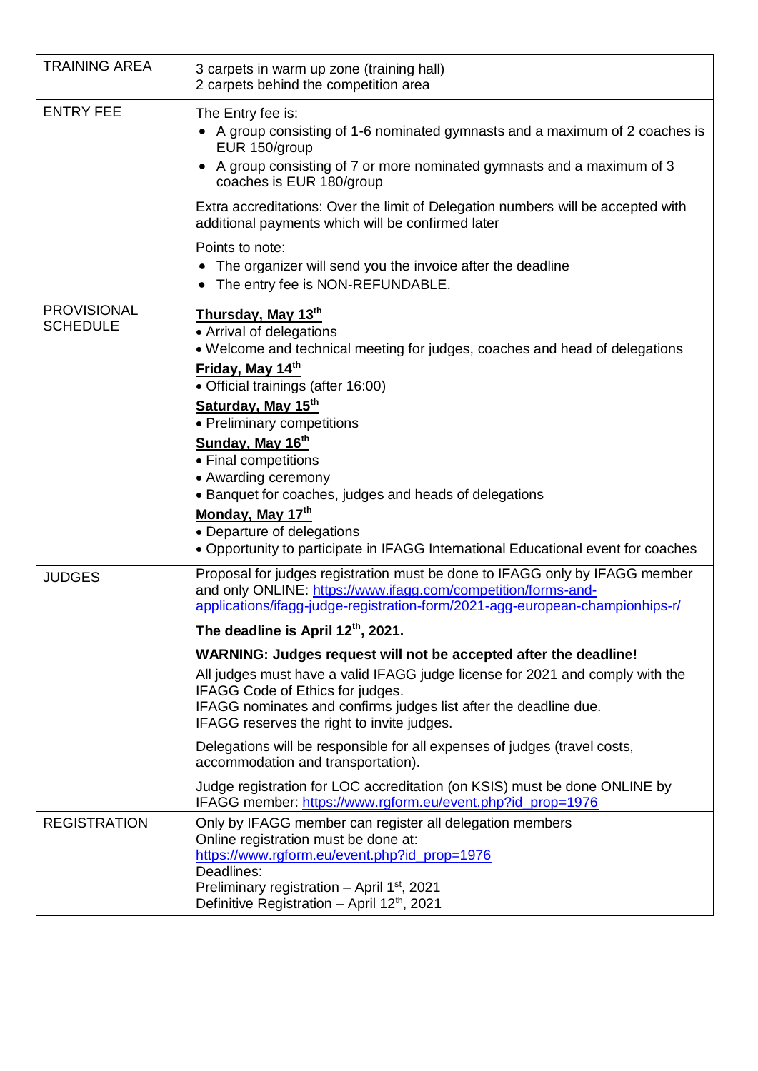| | |
|---|---|
| TRAINING AREA | 3 carpets in warm up zone (training hall)<br>2 carpets behind the competition area |
| ENTRY FEE | The Entry fee is:<br>• A group consisting of 1-6 nominated gymnasts and a maximum of 2 coaches is EUR 150/group<br>• A group consisting of 7 or more nominated gymnasts and a maximum of 3 coaches is EUR 180/group<br><br>Extra accreditations: Over the limit of Delegation numbers will be accepted with additional payments which will be confirmed later<br><br>Points to note:<br>• The organizer will send you the invoice after the deadline<br>• The entry fee is NON-REFUNDABLE. |
| PROVISIONAL SCHEDULE | **Thursday, May 13th**<br>• Arrival of delegations<br>• Welcome and technical meeting for judges, coaches and head of delegations<br>**Friday, May 14th**<br>• Official trainings (after 16:00)<br>**Saturday, May 15th**<br>• Preliminary competitions<br>**Sunday, May 16th**<br>• Final competitions<br>• Awarding ceremony<br>• Banquet for coaches, judges and heads of delegations<br>**Monday, May 17th**<br>• Departure of delegations<br>• Opportunity to participate in IFAGG International Educational event for coaches |
| JUDGES | Proposal for judges registration must be done to IFAGG only by IFAGG member and only ONLINE: https://www.ifagg.com/competition/forms-and-applications/ifagg-judge-registration-form/2021-agg-european-championhips-r/<br><br>**The deadline is April 12th, 2021.**<br><br>**WARNING: Judges request will not be accepted after the deadline!**<br>All judges must have a valid IFAGG judge license for 2021 and comply with the IFAGG Code of Ethics for judges.<br>IFAGG nominates and confirms judges list after the deadline due.<br>IFAGG reserves the right to invite judges.<br><br>Delegations will be responsible for all expenses of judges (travel costs, accommodation and transportation).<br><br>Judge registration for LOC accreditation (on KSIS) must be done ONLINE by IFAGG member: https://www.rgform.eu/event.php?id_prop=1976 |
| REGISTRATION | Only by IFAGG member can register all delegation members<br>Online registration must be done at:<br>https://www.rgform.eu/event.php?id_prop=1976<br>Deadlines:<br>Preliminary registration – April 1st, 2021<br>Definitive Registration – April 12th, 2021 |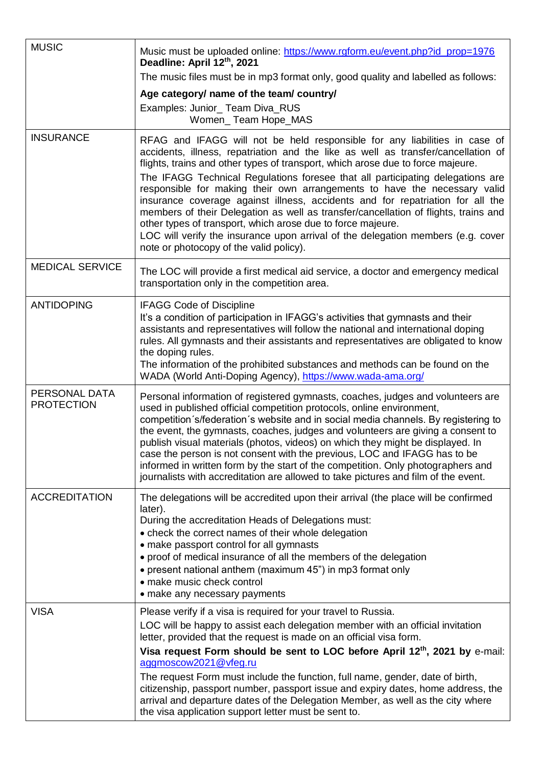| | |
|---|---|
| MUSIC | Music must be uploaded online: [https://www.rgform.eu/event.php?id_prop=1976](https://www.rgform.eu/event.php?id_prop=1976)<br>**Deadline: April 12th, 2021**<br>The music files must be in mp3 format only, good quality and labelled as follows:<br>**Age category/ name of the team/ country/**<br>Examples: Junior_ Team Diva_RUS<br>Women_ Team Hope_MAS |
| INSURANCE | RFAG and IFAGG will not be held responsible for any liabilities in case of accidents, illness, repatriation and the like as well as transfer/cancellation of flights, trains and other types of transport, which arose due to force majeure.<br>The IFAGG Technical Regulations foresee that all participating delegations are responsible for making their own arrangements to have the necessary valid insurance coverage against illness, accidents and for repatriation for all the members of their Delegation as well as transfer/cancellation of flights, trains and other types of transport, which arose due to force majeure.<br>LOC will verify the insurance upon arrival of the delegation members (e.g. cover note or photocopy of the valid policy). |
| MEDICAL SERVICE | The LOC will provide a first medical aid service, a doctor and emergency medical transportation only in the competition area. |
| ANTIDOPING | IFAGG Code of Discipline<br>It's a condition of participation in IFAGG's activities that gymnasts and their assistants and representatives will follow the national and international doping rules. All gymnasts and their assistants and representatives are obligated to know the doping rules.<br>The information of the prohibited substances and methods can be found on the WADA (World Anti-Doping Agency), [https://www.wada-ama.org/](https://www.wada-ama.org/) |
| PERSONAL DATA PROTECTION | Personal information of registered gymnasts, coaches, judges and volunteers are used in published official competition protocols, online environment, competition´s/federation´s website and in social media channels. By registering to the event, the gymnasts, coaches, judges and volunteers are giving a consent to publish visual materials (photos, videos) on which they might be displayed. In case the person is not consent with the previous, LOC and IFAGG has to be informed in written form by the start of the competition. Only photographers and journalists with accreditation are allowed to take pictures and film of the event. |
| ACCREDITATION | The delegations will be accredited upon their arrival (the place will be confirmed later).<br>During the accreditation Heads of Delegations must:<br>• check the correct names of their whole delegation<br>• make passport control for all gymnasts<br>• proof of medical insurance of all the members of the delegation<br>• present national anthem (maximum 45") in mp3 format only<br>• make music check control<br>• make any necessary payments |
| VISA | Please verify if a visa is required for your travel to Russia.<br>LOC will be happy to assist each delegation member with an official invitation letter, provided that the request is made on an official visa form.<br>**Visa request Form should be sent to LOC before April 12th, 2021 by** e-mail: [aggmoscow2021@vfeg.ru](mailto:aggmoscow2021@vfeg.ru)<br>The request Form must include the function, full name, gender, date of birth, citizenship, passport number, passport issue and expiry dates, home address, the arrival and departure dates of the Delegation Member, as well as the city where the visa application support letter must be sent to. |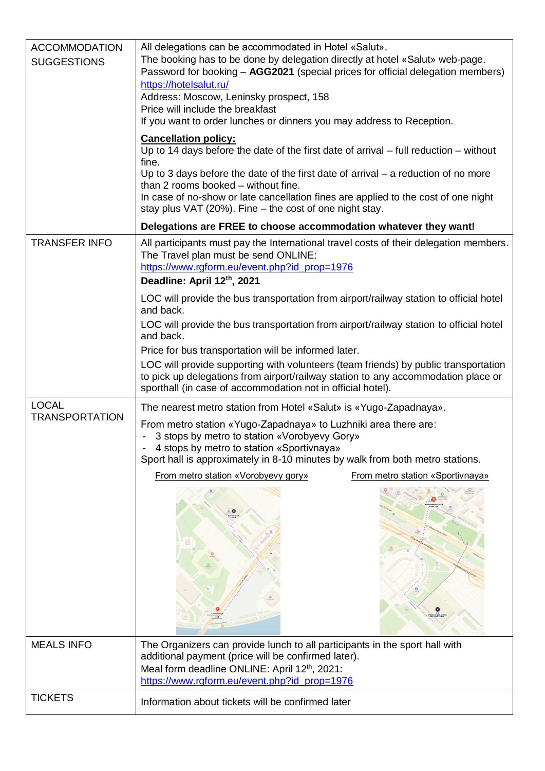| | |
|---|---|
| ACCOMMODATION SUGGESTIONS | All delegations can be accommodated in Hotel «Salut».<br>The booking has to be done by delegation directly at hotel «Salut» web-page.<br>Password for booking – **AGG2021** (special prices for official delegation members)<br>https://hotelsalut.ru/<br>Address: Moscow, Leninsky prospect, 158<br>Price will include the breakfast<br>If you want to order lunches or dinners you may address to Reception.<br><br>**Cancellation policy:**<br>Up to 14 days before the date of the first date of arrival – full reduction – without fine.<br>Up to 3 days before the date of the first date of arrival – a reduction of no more than 2 rooms booked – without fine.<br>In case of no-show or late cancellation fines are applied to the cost of one night stay plus VAT (20%). Fine – the cost of one night stay.<br><br>**Delegations are FREE to choose accommodation whatever they want!** |
| TRANSFER INFO | All participants must pay the International travel costs of their delegation members.<br>The Travel plan must be send ONLINE:<br>https://www.rgform.eu/event.php?id_prop=1976<br>**Deadline: April 12th, 2021**<br><br>LOC will provide the bus transportation from airport/railway station to official hotel and back.<br>LOC will provide the bus transportation from airport/railway station to official hotel and back.<br>Price for bus transportation will be informed later.<br>LOC will provide supporting with volunteers (team friends) by public transportation to pick up delegations from airport/railway station to any accommodation place or sporthall (in case of accommodation not in official hotel). |
| LOCAL TRANSPORTATION | The nearest metro station from Hotel «Salut» is «Yugo-Zapadnaya».<br>From metro station «Yugo-Zapadnaya» to Luzhniki area there are:<br>- 3 stops by metro to station «Vorobyevy Gory»<br>- 4 stops by metro to station «Sportivnaya»<br>Sport hall is approximately in 8-10 minutes by walk from both metro stations.<br><br>From metro station «Vorobyevy gory» — From metro station «Sportivnaya» |
| MEALS INFO | The Organizers can provide lunch to all participants in the sport hall with additional payment (price will be confirmed later).<br>Meal form deadline ONLINE: April 12th, 2021:<br>https://www.rgform.eu/event.php?id_prop=1976 |
| TICKETS | Information about tickets will be confirmed later |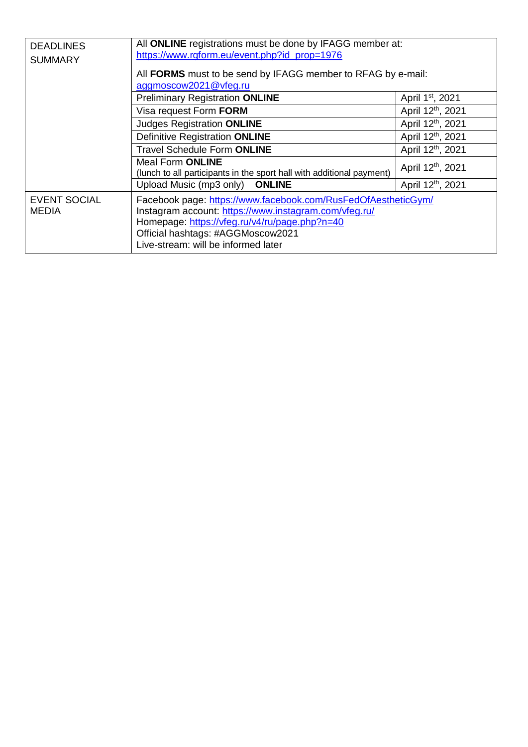| | | |
|---|---|---|
| DEADLINES SUMMARY | All **ONLINE** registrations must be done by IFAGG member at: https://www.rgform.eu/event.php?id_prop=1976<br><br>All **FORMS** must to be send by IFAGG member to RFAG by e-mail: aggmoscow2021@vfeg.ru | |
| | Preliminary Registration **ONLINE** | April 1st, 2021 |
| | Visa request Form **FORM** | April 12th, 2021 |
| | Judges Registration **ONLINE** | April 12th, 2021 |
| | Definitive Registration **ONLINE** | April 12th, 2021 |
| | Travel Schedule Form **ONLINE** | April 12th, 2021 |
| | Meal Form **ONLINE**<br>(lunch to all participants in the sport hall with additional payment) | April 12th, 2021 |
| | Upload Music (mp3 only) **ONLINE** | April 12th, 2021 |
| EVENT SOCIAL MEDIA | Facebook page: https://www.facebook.com/RusFedOfAestheticGym/<br>Instagram account: https://www.instagram.com/vfeg.ru/<br>Homepage: https://vfeg.ru/v4/ru/page.php?n=40<br>Official hashtags: #AGGMoscow2021<br>Live-stream: will be informed later | |